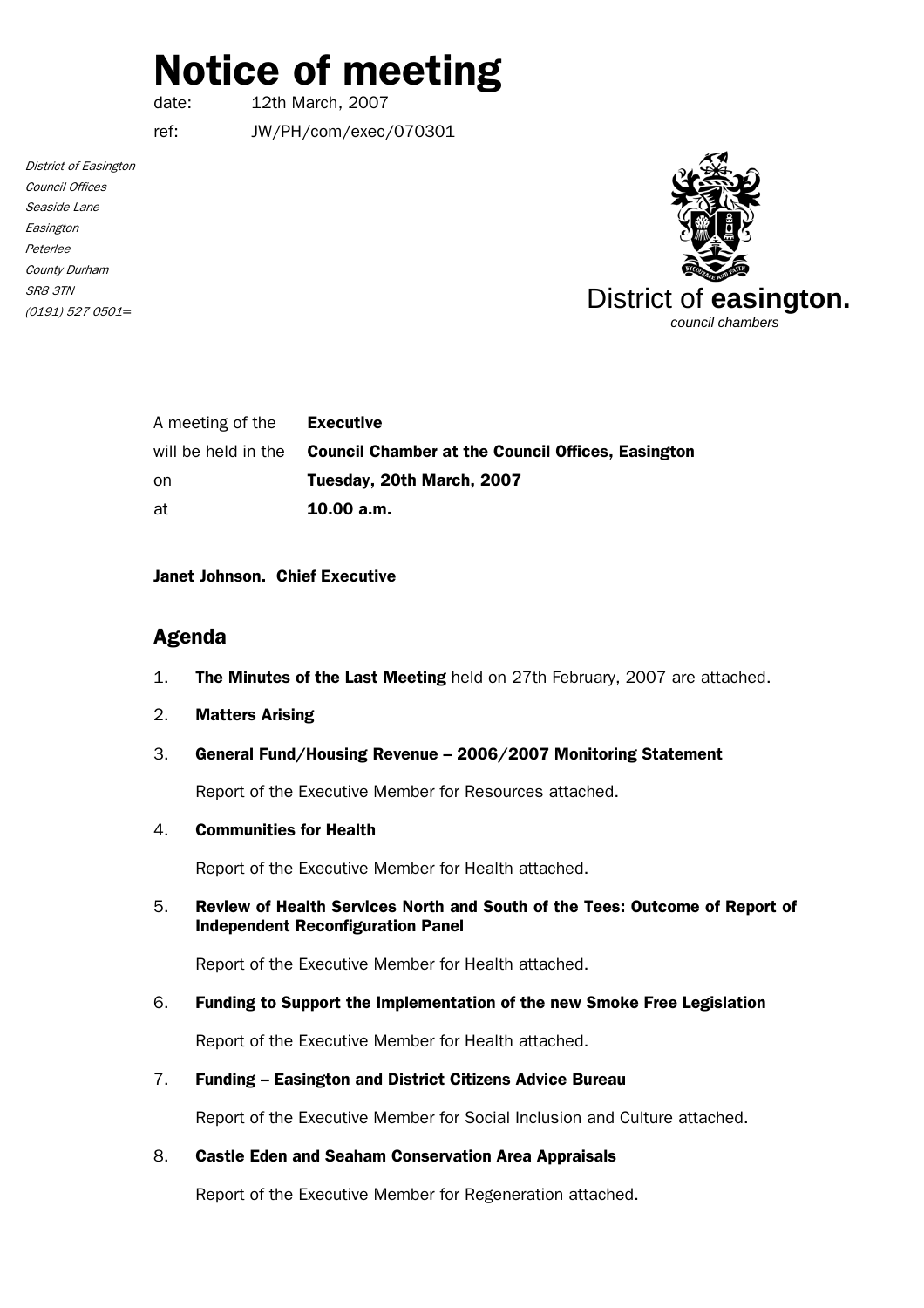# Notice of meeting

date: 12th March, 2007

ref: JW/PH/com/exec/070301

*District of Easington*
*Council Offices*
*Seaside Lane*
*Easington*
*Peterlee*
*County Durham*
*SR8 3TN*
*(0191) 527 0501=*

District of **easington.**
*council chambers*

| | |
|---|---|
| A meeting of the | **Executive** |
| will be held in the | **Council Chamber at the Council Offices, Easington** |
| on | **Tuesday, 20th March, 2007** |
| at | **10.00 a.m.** |

**Janet Johnson. Chief Executive**

## Agenda

1. **The Minutes of the Last Meeting** held on 27th February, 2007 are attached.

2. **Matters Arising**

3. **General Fund/Housing Revenue – 2006/2007 Monitoring Statement**

   Report of the Executive Member for Resources attached.

4. **Communities for Health**

   Report of the Executive Member for Health attached.

5. **Review of Health Services North and South of the Tees: Outcome of Report of Independent Reconfiguration Panel**

   Report of the Executive Member for Health attached.

6. **Funding to Support the Implementation of the new Smoke Free Legislation**

   Report of the Executive Member for Health attached.

7. **Funding – Easington and District Citizens Advice Bureau**

   Report of the Executive Member for Social Inclusion and Culture attached.

8. **Castle Eden and Seaham Conservation Area Appraisals**

   Report of the Executive Member for Regeneration attached.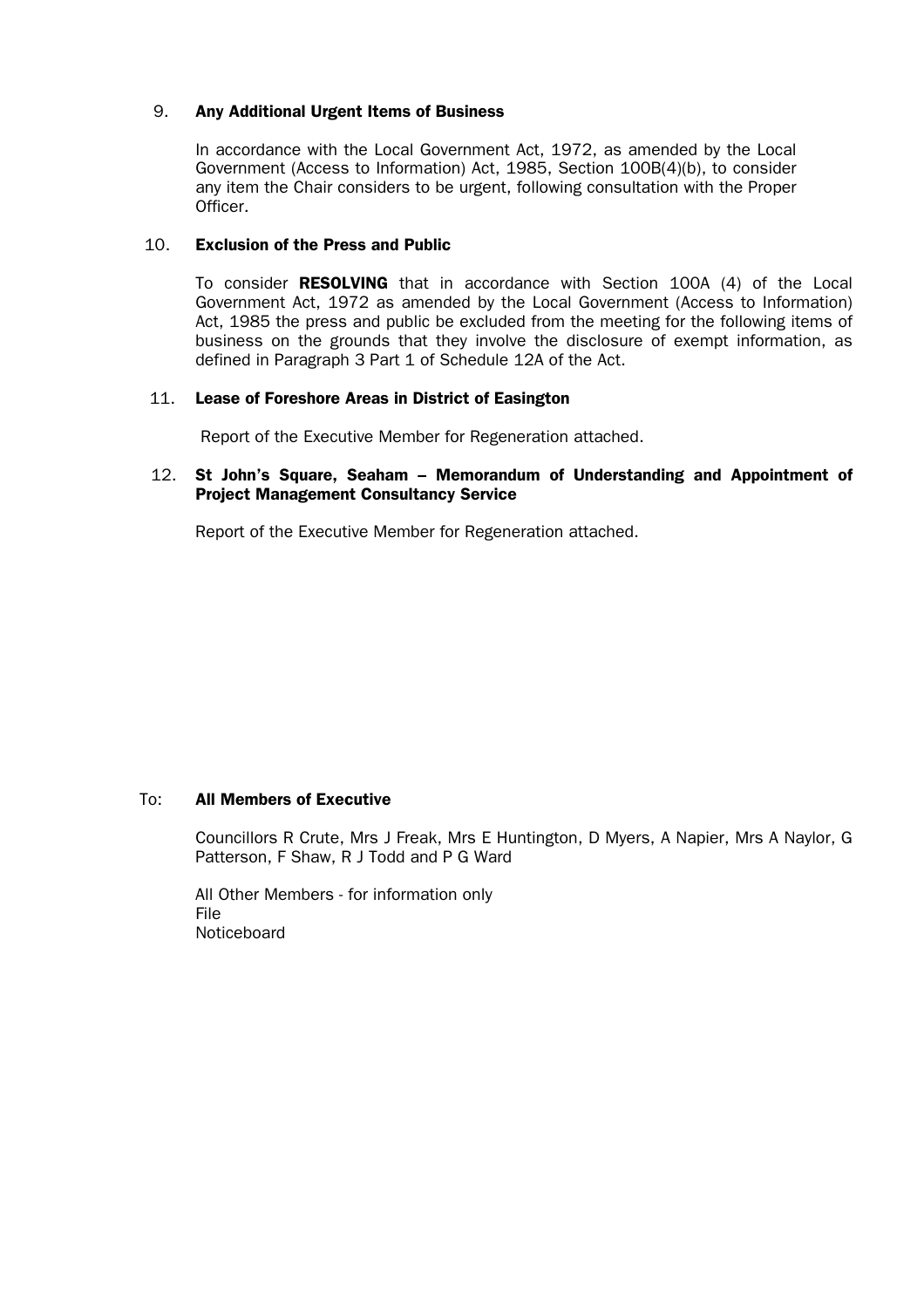9. **Any Additional Urgent Items of Business**

   In accordance with the Local Government Act, 1972, as amended by the Local Government (Access to Information) Act, 1985, Section 100B(4)(b), to consider any item the Chair considers to be urgent, following consultation with the Proper Officer.

10. **Exclusion of the Press and Public**

    To consider **RESOLVING** that in accordance with Section 100A (4) of the Local Government Act, 1972 as amended by the Local Government (Access to Information) Act, 1985 the press and public be excluded from the meeting for the following items of business on the grounds that they involve the disclosure of exempt information, as defined in Paragraph 3 Part 1 of Schedule 12A of the Act.

11. **Lease of Foreshore Areas in District of Easington**

    Report of the Executive Member for Regeneration attached.

12. **St John's Square, Seaham – Memorandum of Understanding and Appointment of Project Management Consultancy Service**

    Report of the Executive Member for Regeneration attached.

To: **All Members of Executive**

Councillors R Crute, Mrs J Freak, Mrs E Huntington, D Myers, A Napier, Mrs A Naylor, G Patterson, F Shaw, R J Todd and P G Ward

All Other Members - for information only
File
Noticeboard